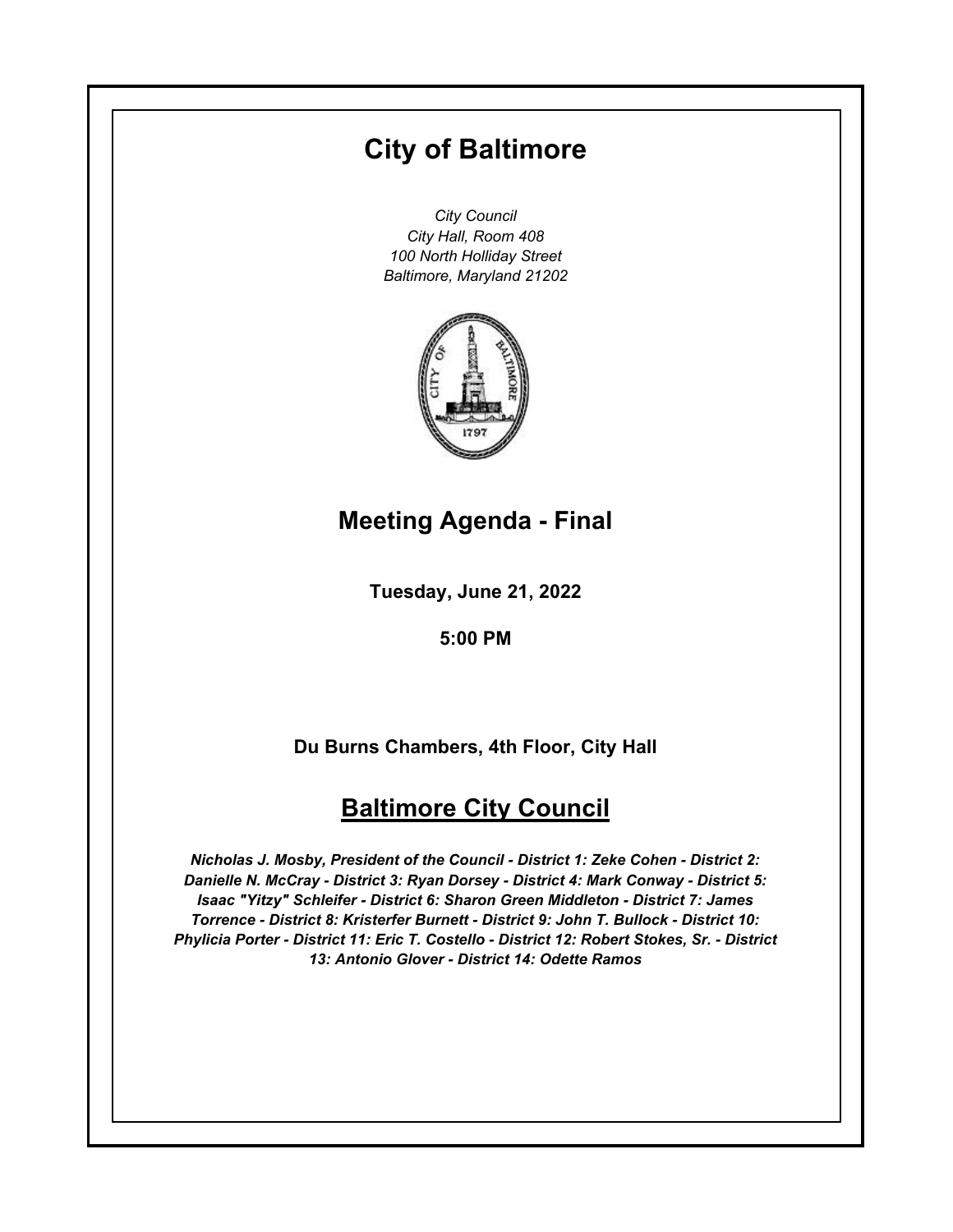# City of Baltimore

*City Council*
*City Hall, Room 408*
*100 North Holliday Street*
*Baltimore, Maryland 21202*

## Meeting Agenda - Final

**Tuesday, June 21, 2022**

**5:00 PM**

**Du Burns Chambers, 4th Floor, City Hall**

## Baltimore City Council

***Nicholas J. Mosby, President of the Council - District 1: Zeke Cohen - District 2: Danielle N. McCray - District 3: Ryan Dorsey - District 4: Mark Conway - District 5: Isaac "Yitzy" Schleifer - District 6: Sharon Green Middleton - District 7: James Torrence - District 8: Kristerfer Burnett - District 9: John T. Bullock - District 10: Phylicia Porter - District 11: Eric T. Costello - District 12: Robert Stokes, Sr. - District 13: Antonio Glover - District 14: Odette Ramos***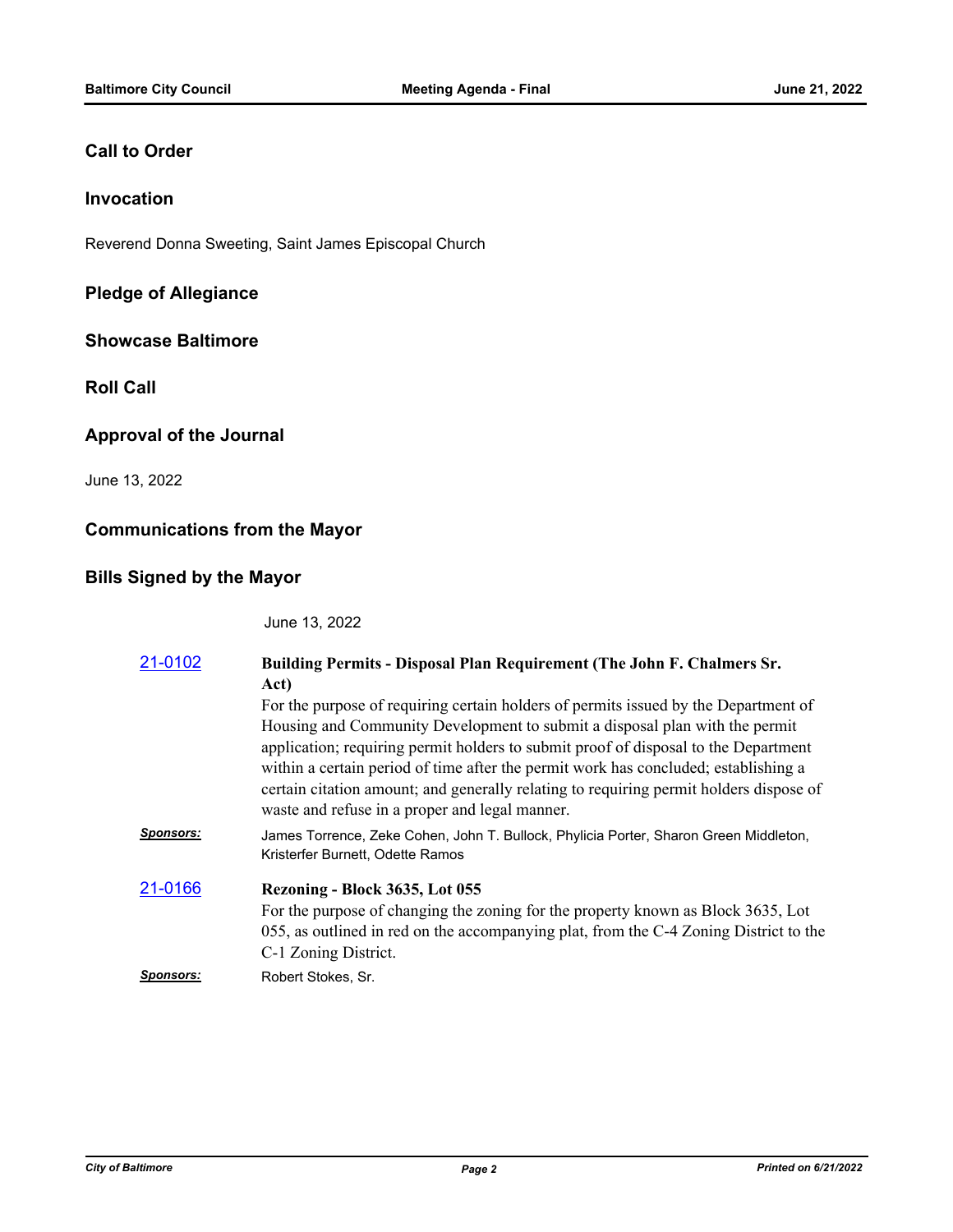## Call to Order

## Invocation

Reverend Donna Sweeting, Saint James Episcopal Church

## Pledge of Allegiance

## Showcase Baltimore

## Roll Call

## Approval of the Journal

June 13, 2022

## Communications from the Mayor

## Bills Signed by the Mayor

June 13, 2022

[21-0102](21-0102) **Building Permits - Disposal Plan Requirement (The John F. Chalmers Sr. Act)**

For the purpose of requiring certain holders of permits issued by the Department of Housing and Community Development to submit a disposal plan with the permit application; requiring permit holders to submit proof of disposal to the Department within a certain period of time after the permit work has concluded; establishing a certain citation amount; and generally relating to requiring permit holders dispose of waste and refuse in a proper and legal manner.

***Sponsors:*** James Torrence, Zeke Cohen, John T. Bullock, Phylicia Porter, Sharon Green Middleton, Kristerfer Burnett, Odette Ramos

[21-0166](21-0166) **Rezoning - Block 3635, Lot 055**

For the purpose of changing the zoning for the property known as Block 3635, Lot 055, as outlined in red on the accompanying plat, from the C-4 Zoning District to the C-1 Zoning District.

***Sponsors:*** Robert Stokes, Sr.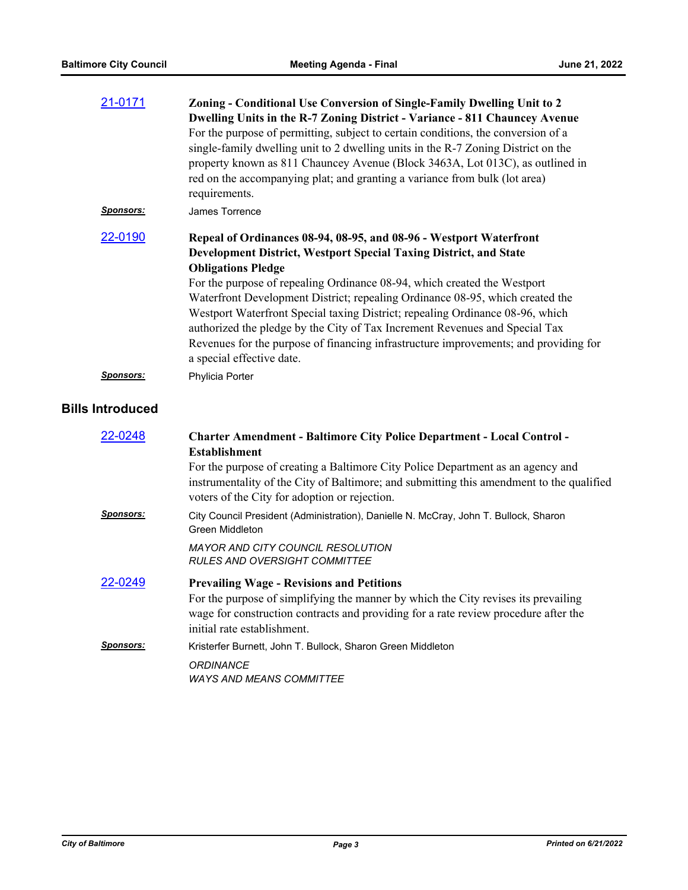[21-0171](#)

**Zoning - Conditional Use Conversion of Single-Family Dwelling Unit to 2 Dwelling Units in the R-7 Zoning District - Variance - 811 Chauncey Avenue**

For the purpose of permitting, subject to certain conditions, the conversion of a single-family dwelling unit to 2 dwelling units in the R-7 Zoning District on the property known as 811 Chauncey Avenue (Block 3463A, Lot 013C), as outlined in red on the accompanying plat; and granting a variance from bulk (lot area) requirements.

***Sponsors:*** James Torrence

[22-0190](#)

**Repeal of Ordinances 08-94, 08-95, and 08-96 - Westport Waterfront Development District, Westport Special Taxing District, and State Obligations Pledge**

For the purpose of repealing Ordinance 08-94, which created the Westport Waterfront Development District; repealing Ordinance 08-95, which created the Westport Waterfront Special taxing District; repealing Ordinance 08-96, which authorized the pledge by the City of Tax Increment Revenues and Special Tax Revenues for the purpose of financing infrastructure improvements; and providing for a special effective date.

***Sponsors:*** Phylicia Porter

## Bills Introduced

[22-0248](#)

**Charter Amendment - Baltimore City Police Department - Local Control - Establishment**

For the purpose of creating a Baltimore City Police Department as an agency and instrumentality of the City of Baltimore; and submitting this amendment to the qualified voters of the City for adoption or rejection.

***Sponsors:*** City Council President (Administration), Danielle N. McCray, John T. Bullock, Sharon Green Middleton

*MAYOR AND CITY COUNCIL RESOLUTION*
*RULES AND OVERSIGHT COMMITTEE*

[22-0249](#)

**Prevailing Wage - Revisions and Petitions**

For the purpose of simplifying the manner by which the City revises its prevailing wage for construction contracts and providing for a rate review procedure after the initial rate establishment.

***Sponsors:*** Kristerfer Burnett, John T. Bullock, Sharon Green Middleton

*ORDINANCE*
*WAYS AND MEANS COMMITTEE*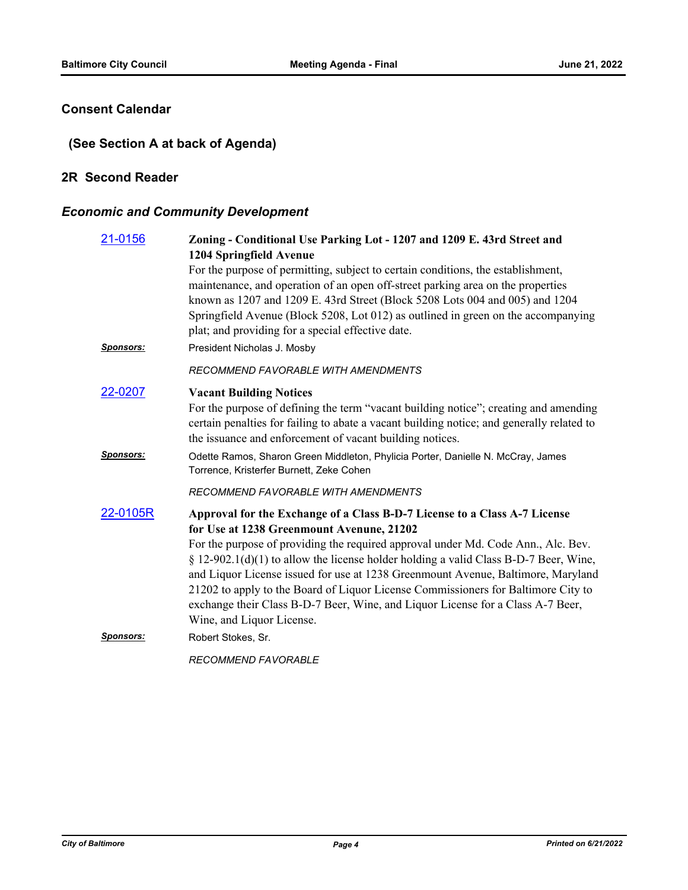## Consent Calendar

### (See Section A at back of Agenda)

## 2R Second Reader

### *Economic and Community Development*

[21-0156](#) **Zoning - Conditional Use Parking Lot - 1207 and 1209 E. 43rd Street and 1204 Springfield Avenue**

For the purpose of permitting, subject to certain conditions, the establishment, maintenance, and operation of an open off-street parking area on the properties known as 1207 and 1209 E. 43rd Street (Block 5208 Lots 004 and 005) and 1204 Springfield Avenue (Block 5208, Lot 012) as outlined in green on the accompanying plat; and providing for a special effective date.

***Sponsors:*** President Nicholas J. Mosby

*RECOMMEND FAVORABLE WITH AMENDMENTS*

[22-0207](#) **Vacant Building Notices**

For the purpose of defining the term "vacant building notice"; creating and amending certain penalties for failing to abate a vacant building notice; and generally related to the issuance and enforcement of vacant building notices.

***Sponsors:*** Odette Ramos, Sharon Green Middleton, Phylicia Porter, Danielle N. McCray, James Torrence, Kristerfer Burnett, Zeke Cohen

*RECOMMEND FAVORABLE WITH AMENDMENTS*

[22-0105R](#) **Approval for the Exchange of a Class B-D-7 License to a Class A-7 License for Use at 1238 Greenmount Avenue, 21202**

For the purpose of providing the required approval under Md. Code Ann., Alc. Bev. § 12-902.1(d)(1) to allow the license holder holding a valid Class B-D-7 Beer, Wine, and Liquor License issued for use at 1238 Greenmount Avenue, Baltimore, Maryland 21202 to apply to the Board of Liquor License Commissioners for Baltimore City to exchange their Class B-D-7 Beer, Wine, and Liquor License for a Class A-7 Beer, Wine, and Liquor License.

***Sponsors:*** Robert Stokes, Sr.

*RECOMMEND FAVORABLE*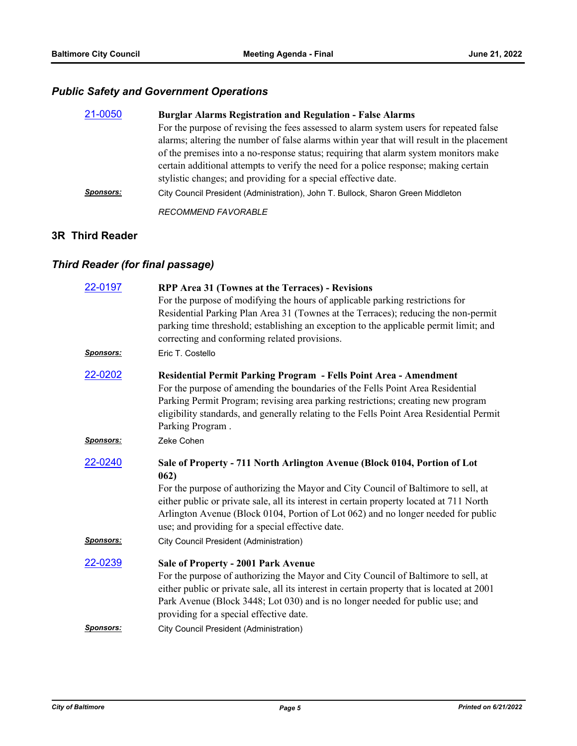### *Public Safety and Government Operations*

**21-0050** **Burglar Alarms Registration and Regulation - False Alarms**

For the purpose of revising the fees assessed to alarm system users for repeated false alarms; altering the number of false alarms within year that will result in the placement of the premises into a no-response status; requiring that alarm system monitors make certain additional attempts to verify the need for a police response; making certain stylistic changes; and providing for a special effective date.

***Sponsors:*** City Council President (Administration), John T. Bullock, Sharon Green Middleton

*RECOMMEND FAVORABLE*

## 3R Third Reader

### *Third Reader (for final passage)*

**22-0197** **RPP Area 31 (Townes at the Terraces) - Revisions**

For the purpose of modifying the hours of applicable parking restrictions for Residential Parking Plan Area 31 (Townes at the Terraces); reducing the non-permit parking time threshold; establishing an exception to the applicable permit limit; and correcting and conforming related provisions.

***Sponsors:*** Eric T. Costello

**22-0202** **Residential Permit Parking Program - Fells Point Area - Amendment**

For the purpose of amending the boundaries of the Fells Point Area Residential Parking Permit Program; revising area parking restrictions; creating new program eligibility standards, and generally relating to the Fells Point Area Residential Permit Parking Program .

***Sponsors:*** Zeke Cohen

**22-0240** **Sale of Property - 711 North Arlington Avenue (Block 0104, Portion of Lot 062)**

For the purpose of authorizing the Mayor and City Council of Baltimore to sell, at either public or private sale, all its interest in certain property located at 711 North Arlington Avenue (Block 0104, Portion of Lot 062) and no longer needed for public use; and providing for a special effective date.

***Sponsors:*** City Council President (Administration)

**22-0239** **Sale of Property - 2001 Park Avenue**

For the purpose of authorizing the Mayor and City Council of Baltimore to sell, at either public or private sale, all its interest in certain property that is located at 2001 Park Avenue (Block 3448; Lot 030) and is no longer needed for public use; and providing for a special effective date.

***Sponsors:*** City Council President (Administration)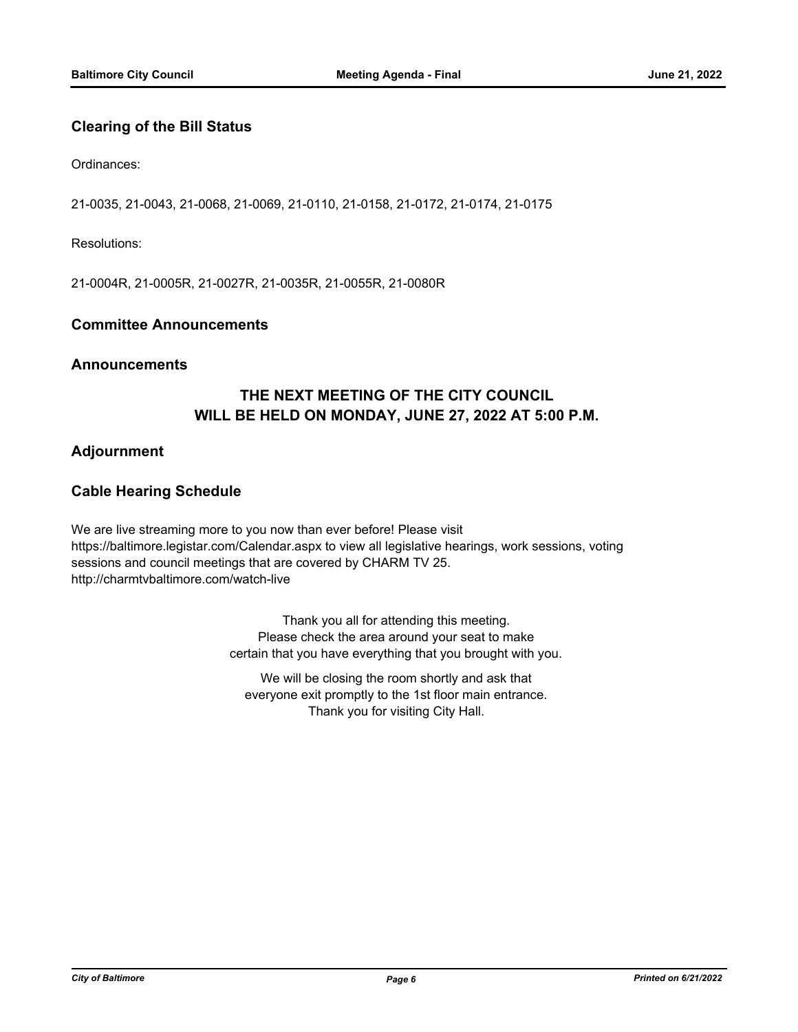## Clearing of the Bill Status

Ordinances:

21-0035, 21-0043, 21-0068, 21-0069, 21-0110, 21-0158, 21-0172, 21-0174, 21-0175

Resolutions:

21-0004R, 21-0005R, 21-0027R, 21-0035R, 21-0055R, 21-0080R

## Committee Announcements

## Announcements

**THE NEXT MEETING OF THE CITY COUNCIL WILL BE HELD ON MONDAY, JUNE 27, 2022 AT 5:00 P.M.**

## Adjournment

## Cable Hearing Schedule

We are live streaming more to you now than ever before! Please visit https://baltimore.legistar.com/Calendar.aspx to view all legislative hearings, work sessions, voting sessions and council meetings that are covered by CHARM TV 25.
http://charmtvbaltimore.com/watch-live

Thank you all for attending this meeting.
Please check the area around your seat to make certain that you have everything that you brought with you.

We will be closing the room shortly and ask that everyone exit promptly to the 1st floor main entrance.
Thank you for visiting City Hall.